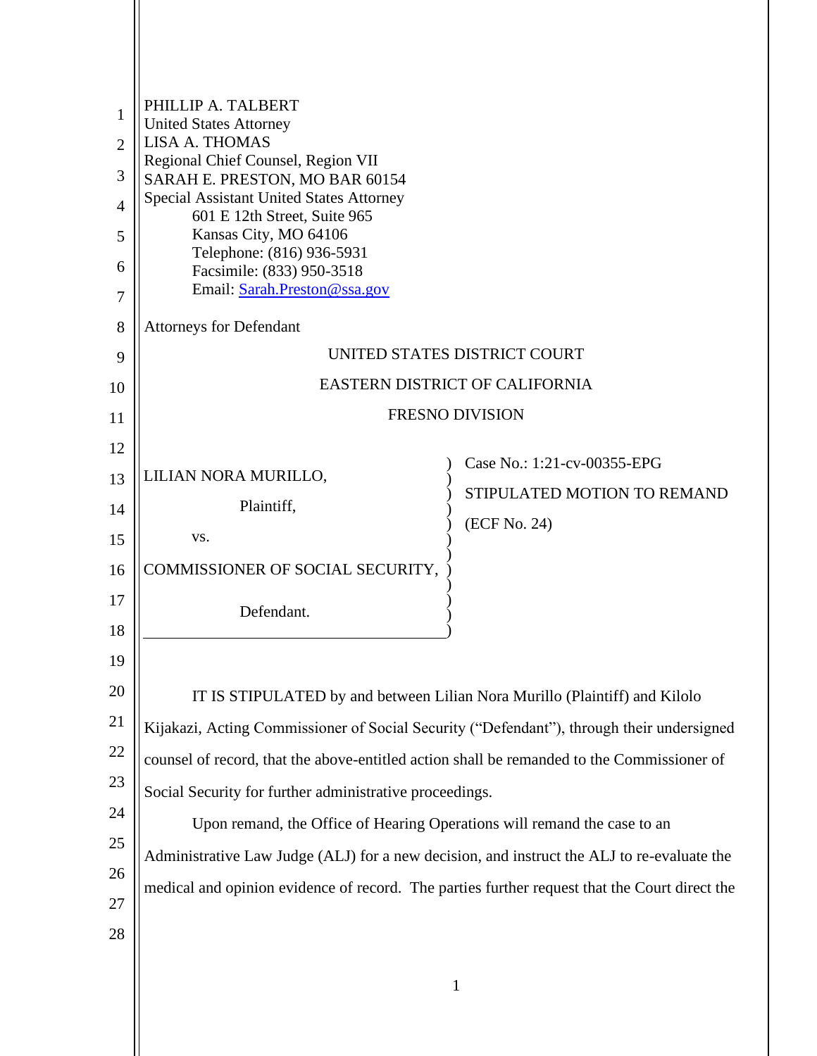PHILLIP A. TALBERT
United States Attorney
LISA A. THOMAS
Regional Chief Counsel, Region VII
SARAH E. PRESTON, MO BAR 60154
Special Assistant United States Attorney
601 E 12th Street, Suite 965
Kansas City, MO 64106
Telephone: (816) 936-5931
Facsimile: (833) 950-3518
Email: Sarah.Preston@ssa.gov

Attorneys for Defendant

UNITED STATES DISTRICT COURT

EASTERN DISTRICT OF CALIFORNIA

FRESNO DIVISION

| | |
|---|---|
| LILIAN NORA MURILLO,<br><br>Plaintiff,<br><br>vs.<br><br>COMMISSIONER OF SOCIAL SECURITY,<br><br>Defendant. | Case No.: 1:21-cv-00355-EPG<br><br>STIPULATED MOTION TO REMAND<br><br>(ECF No. 24) |

IT IS STIPULATED by and between Lilian Nora Murillo (Plaintiff) and Kilolo Kijakazi, Acting Commissioner of Social Security ("Defendant"), through their undersigned counsel of record, that the above-entitled action shall be remanded to the Commissioner of Social Security for further administrative proceedings.

Upon remand, the Office of Hearing Operations will remand the case to an Administrative Law Judge (ALJ) for a new decision, and instruct the ALJ to re-evaluate the medical and opinion evidence of record. The parties further request that the Court direct the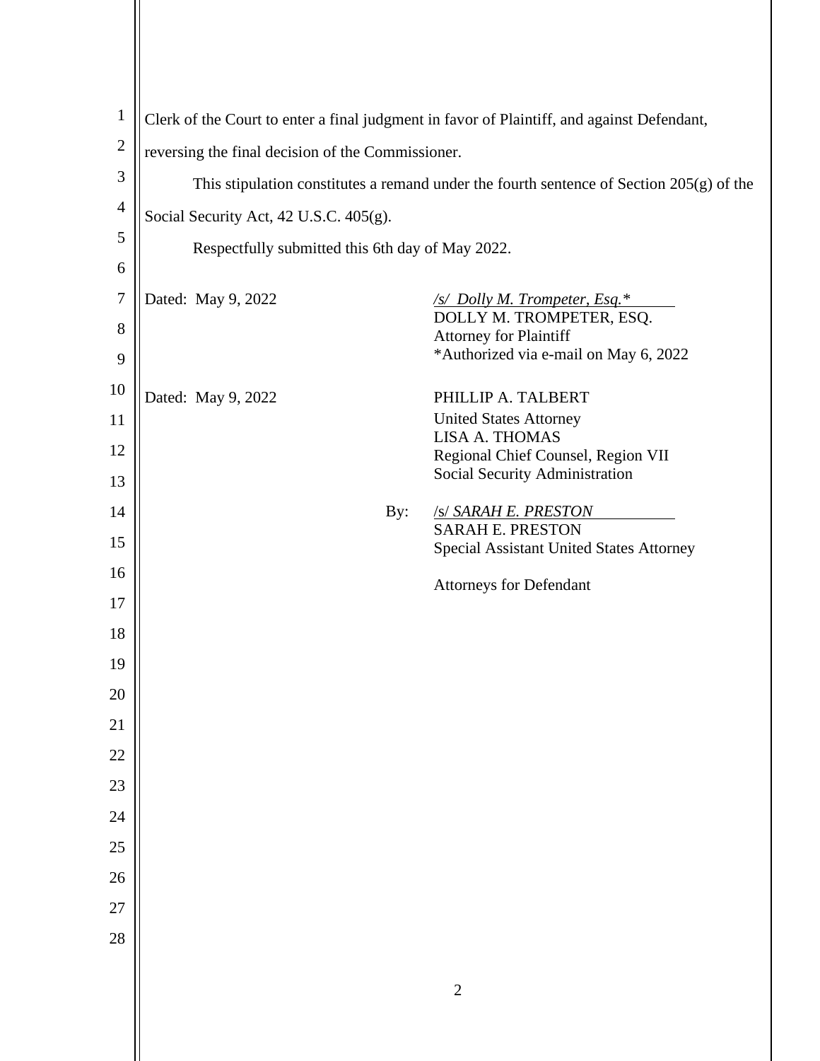Clerk of the Court to enter a final judgment in favor of Plaintiff, and against Defendant, reversing the final decision of the Commissioner.

This stipulation constitutes a remand under the fourth sentence of Section 205(g) of the Social Security Act, 42 U.S.C. 405(g).

Respectfully submitted this 6th day of May 2022.

Dated: May 9, 2022

*/s/ Dolly M. Trompeter, Esq.**
DOLLY M. TROMPETER, ESQ.
Attorney for Plaintiff
*Authorized via e-mail on May 6, 2022

Dated: May 9, 2022

PHILLIP A. TALBERT
United States Attorney
LISA A. THOMAS
Regional Chief Counsel, Region VII
Social Security Administration

By: /s/ *SARAH E. PRESTON*
SARAH E. PRESTON
Special Assistant United States Attorney

Attorneys for Defendant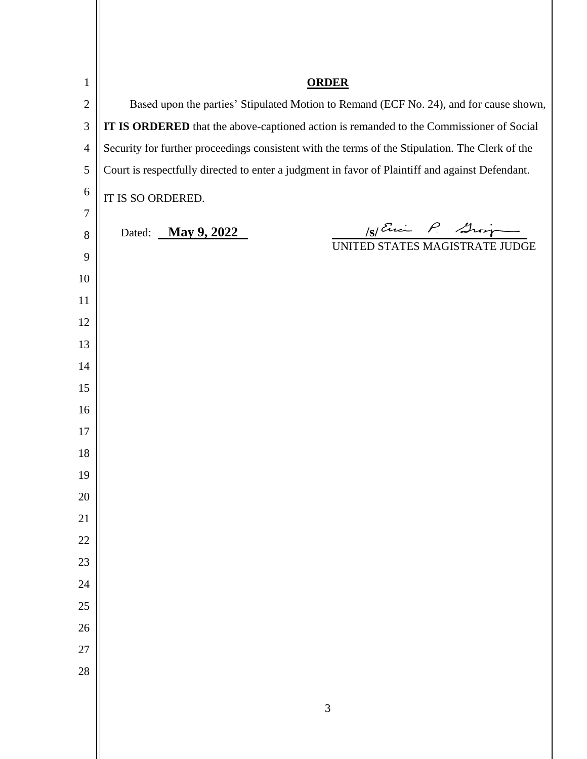**ORDER**

Based upon the parties' Stipulated Motion to Remand (ECF No. 24), and for cause shown, **IT IS ORDERED** that the above-captioned action is remanded to the Commissioner of Social Security for further proceedings consistent with the terms of the Stipulation. The Clerk of the Court is respectfully directed to enter a judgment in favor of Plaintiff and against Defendant.

IT IS SO ORDERED.

Dated: **May 9, 2022**

/s/ Erica P. Grosjean

UNITED STATES MAGISTRATE JUDGE